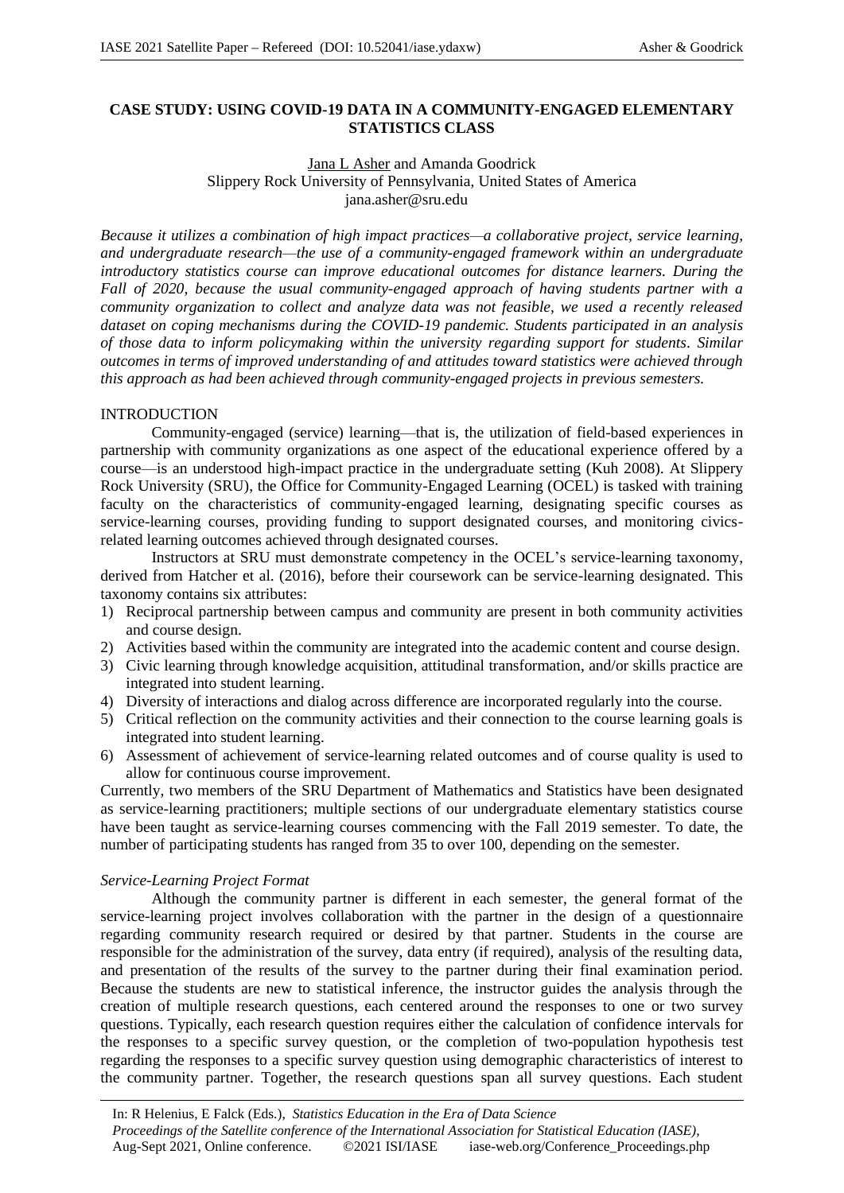# CASE STUDY: USING COVID-19 DATA IN A COMMUNITY-ENGAGED ELEMENTARY STATISTICS CLASS

Jana L Asher and Amanda Goodrick
Slippery Rock University of Pennsylvania, United States of America
jana.asher@sru.edu

*Because it utilizes a combination of high impact practices—a collaborative project, service learning, and undergraduate research—the use of a community-engaged framework within an undergraduate introductory statistics course can improve educational outcomes for distance learners. During the Fall of 2020, because the usual community-engaged approach of having students partner with a community organization to collect and analyze data was not feasible, we used a recently released dataset on coping mechanisms during the COVID-19 pandemic. Students participated in an analysis of those data to inform policymaking within the university regarding support for students. Similar outcomes in terms of improved understanding of and attitudes toward statistics were achieved through this approach as had been achieved through community-engaged projects in previous semesters.*

## INTRODUCTION

Community-engaged (service) learning—that is, the utilization of field-based experiences in partnership with community organizations as one aspect of the educational experience offered by a course—is an understood high-impact practice in the undergraduate setting (Kuh 2008). At Slippery Rock University (SRU), the Office for Community-Engaged Learning (OCEL) is tasked with training faculty on the characteristics of community-engaged learning, designating specific courses as service-learning courses, providing funding to support designated courses, and monitoring civics-related learning outcomes achieved through designated courses.

Instructors at SRU must demonstrate competency in the OCEL's service-learning taxonomy, derived from Hatcher et al. (2016), before their coursework can be service-learning designated. This taxonomy contains six attributes:

1) Reciprocal partnership between campus and community are present in both community activities and course design.
2) Activities based within the community are integrated into the academic content and course design.
3) Civic learning through knowledge acquisition, attitudinal transformation, and/or skills practice are integrated into student learning.
4) Diversity of interactions and dialog across difference are incorporated regularly into the course.
5) Critical reflection on the community activities and their connection to the course learning goals is integrated into student learning.
6) Assessment of achievement of service-learning related outcomes and of course quality is used to allow for continuous course improvement.

Currently, two members of the SRU Department of Mathematics and Statistics have been designated as service-learning practitioners; multiple sections of our undergraduate elementary statistics course have been taught as service-learning courses commencing with the Fall 2019 semester. To date, the number of participating students has ranged from 35 to over 100, depending on the semester.

### *Service-Learning Project Format*

Although the community partner is different in each semester, the general format of the service-learning project involves collaboration with the partner in the design of a questionnaire regarding community research required or desired by that partner. Students in the course are responsible for the administration of the survey, data entry (if required), analysis of the resulting data, and presentation of the results of the survey to the partner during their final examination period. Because the students are new to statistical inference, the instructor guides the analysis through the creation of multiple research questions, each centered around the responses to one or two survey questions. Typically, each research question requires either the calculation of confidence intervals for the responses to a specific survey question, or the completion of two-population hypothesis test regarding the responses to a specific survey question using demographic characteristics of interest to the community partner. Together, the research questions span all survey questions. Each student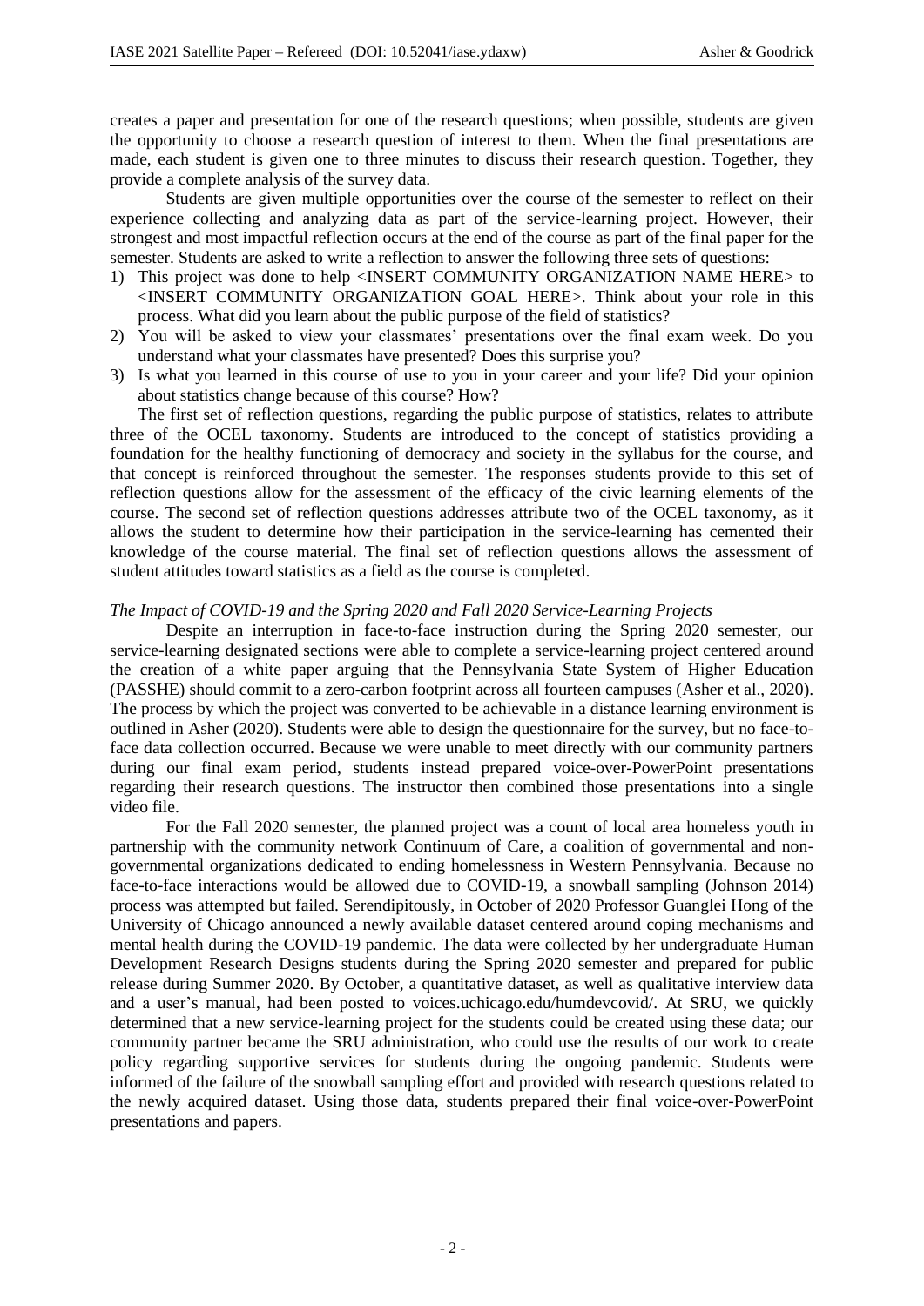creates a paper and presentation for one of the research questions; when possible, students are given the opportunity to choose a research question of interest to them. When the final presentations are made, each student is given one to three minutes to discuss their research question. Together, they provide a complete analysis of the survey data.

Students are given multiple opportunities over the course of the semester to reflect on their experience collecting and analyzing data as part of the service-learning project. However, their strongest and most impactful reflection occurs at the end of the course as part of the final paper for the semester. Students are asked to write a reflection to answer the following three sets of questions:

1) This project was done to help <INSERT COMMUNITY ORGANIZATION NAME HERE> to <INSERT COMMUNITY ORGANIZATION GOAL HERE>. Think about your role in this process. What did you learn about the public purpose of the field of statistics?
2) You will be asked to view your classmates' presentations over the final exam week. Do you understand what your classmates have presented? Does this surprise you?
3) Is what you learned in this course of use to you in your career and your life? Did your opinion about statistics change because of this course? How?

The first set of reflection questions, regarding the public purpose of statistics, relates to attribute three of the OCEL taxonomy. Students are introduced to the concept of statistics providing a foundation for the healthy functioning of democracy and society in the syllabus for the course, and that concept is reinforced throughout the semester. The responses students provide to this set of reflection questions allow for the assessment of the efficacy of the civic learning elements of the course. The second set of reflection questions addresses attribute two of the OCEL taxonomy, as it allows the student to determine how their participation in the service-learning has cemented their knowledge of the course material. The final set of reflection questions allows the assessment of student attitudes toward statistics as a field as the course is completed.

*The Impact of COVID-19 and the Spring 2020 and Fall 2020 Service-Learning Projects*

Despite an interruption in face-to-face instruction during the Spring 2020 semester, our service-learning designated sections were able to complete a service-learning project centered around the creation of a white paper arguing that the Pennsylvania State System of Higher Education (PASSHE) should commit to a zero-carbon footprint across all fourteen campuses (Asher et al., 2020). The process by which the project was converted to be achievable in a distance learning environment is outlined in Asher (2020). Students were able to design the questionnaire for the survey, but no face-to-face data collection occurred. Because we were unable to meet directly with our community partners during our final exam period, students instead prepared voice-over-PowerPoint presentations regarding their research questions. The instructor then combined those presentations into a single video file.

For the Fall 2020 semester, the planned project was a count of local area homeless youth in partnership with the community network Continuum of Care, a coalition of governmental and non-governmental organizations dedicated to ending homelessness in Western Pennsylvania. Because no face-to-face interactions would be allowed due to COVID-19, a snowball sampling (Johnson 2014) process was attempted but failed. Serendipitously, in October of 2020 Professor Guanglei Hong of the University of Chicago announced a newly available dataset centered around coping mechanisms and mental health during the COVID-19 pandemic. The data were collected by her undergraduate Human Development Research Designs students during the Spring 2020 semester and prepared for public release during Summer 2020. By October, a quantitative dataset, as well as qualitative interview data and a user's manual, had been posted to voices.uchicago.edu/humdevcovid/. At SRU, we quickly determined that a new service-learning project for the students could be created using these data; our community partner became the SRU administration, who could use the results of our work to create policy regarding supportive services for students during the ongoing pandemic. Students were informed of the failure of the snowball sampling effort and provided with research questions related to the newly acquired dataset. Using those data, students prepared their final voice-over-PowerPoint presentations and papers.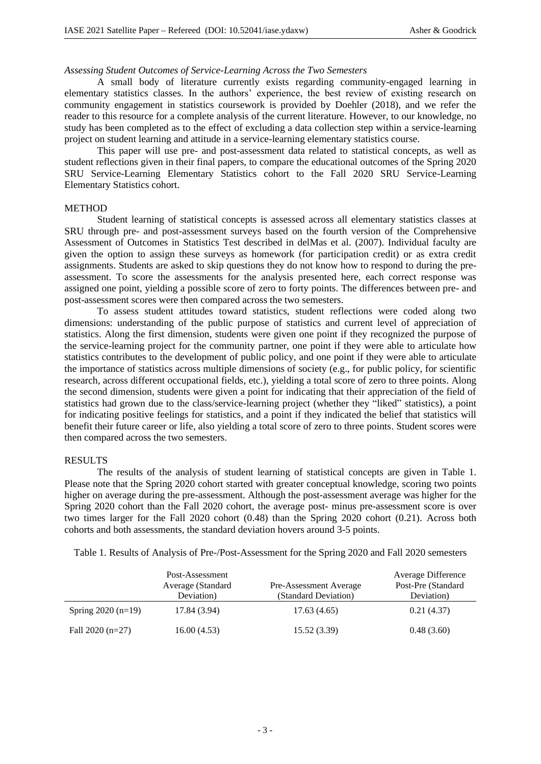*Assessing Student Outcomes of Service-Learning Across the Two Semesters*

A small body of literature currently exists regarding community-engaged learning in elementary statistics classes. In the authors' experience, the best review of existing research on community engagement in statistics coursework is provided by Doehler (2018), and we refer the reader to this resource for a complete analysis of the current literature. However, to our knowledge, no study has been completed as to the effect of excluding a data collection step within a service-learning project on student learning and attitude in a service-learning elementary statistics course.

This paper will use pre- and post-assessment data related to statistical concepts, as well as student reflections given in their final papers, to compare the educational outcomes of the Spring 2020 SRU Service-Learning Elementary Statistics cohort to the Fall 2020 SRU Service-Learning Elementary Statistics cohort.

## METHOD

Student learning of statistical concepts is assessed across all elementary statistics classes at SRU through pre- and post-assessment surveys based on the fourth version of the Comprehensive Assessment of Outcomes in Statistics Test described in delMas et al. (2007). Individual faculty are given the option to assign these surveys as homework (for participation credit) or as extra credit assignments. Students are asked to skip questions they do not know how to respond to during the pre-assessment. To score the assessments for the analysis presented here, each correct response was assigned one point, yielding a possible score of zero to forty points. The differences between pre- and post-assessment scores were then compared across the two semesters.

To assess student attitudes toward statistics, student reflections were coded along two dimensions: understanding of the public purpose of statistics and current level of appreciation of statistics. Along the first dimension, students were given one point if they recognized the purpose of the service-learning project for the community partner, one point if they were able to articulate how statistics contributes to the development of public policy, and one point if they were able to articulate the importance of statistics across multiple dimensions of society (e.g., for public policy, for scientific research, across different occupational fields, etc.), yielding a total score of zero to three points. Along the second dimension, students were given a point for indicating that their appreciation of the field of statistics had grown due to the class/service-learning project (whether they "liked" statistics), a point for indicating positive feelings for statistics, and a point if they indicated the belief that statistics will benefit their future career or life, also yielding a total score of zero to three points. Student scores were then compared across the two semesters.

## RESULTS

The results of the analysis of student learning of statistical concepts are given in Table 1. Please note that the Spring 2020 cohort started with greater conceptual knowledge, scoring two points higher on average during the pre-assessment. Although the post-assessment average was higher for the Spring 2020 cohort than the Fall 2020 cohort, the average post- minus pre-assessment score is over two times larger for the Fall 2020 cohort (0.48) than the Spring 2020 cohort (0.21). Across both cohorts and both assessments, the standard deviation hovers around 3-5 points.

Table 1. Results of Analysis of Pre-/Post-Assessment for the Spring 2020 and Fall 2020 semesters

| | Post-Assessment Average (Standard Deviation) | Pre-Assessment Average (Standard Deviation) | Average Difference Post-Pre (Standard Deviation) |
|---|---|---|---|
| Spring 2020 (n=19) | 17.84 (3.94) | 17.63 (4.65) | 0.21 (4.37) |
| Fall 2020 (n=27) | 16.00 (4.53) | 15.52 (3.39) | 0.48 (3.60) |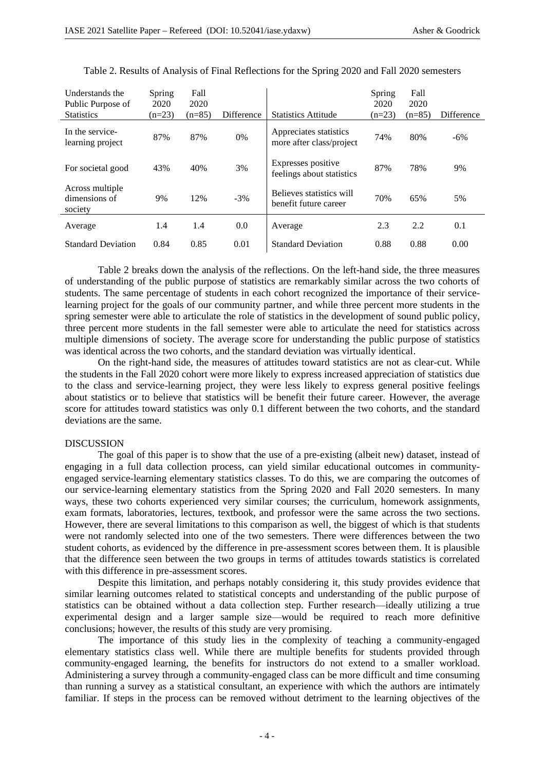Table 2. Results of Analysis of Final Reflections for the Spring 2020 and Fall 2020 semesters

| Understands the Public Purpose of Statistics | Spring 2020 (n=23) | Fall 2020 (n=85) | Difference | Statistics Attitude | Spring 2020 (n=23) | Fall 2020 (n=85) | Difference |
|---|---|---|---|---|---|---|---|
| In the service-learning project | 87% | 87% | 0% | Appreciates statistics more after class/project | 74% | 80% | -6% |
| For societal good | 43% | 40% | 3% | Expresses positive feelings about statistics | 87% | 78% | 9% |
| Across multiple dimensions of society | 9% | 12% | -3% | Believes statistics will benefit future career | 70% | 65% | 5% |
| Average | 1.4 | 1.4 | 0.0 | Average | 2.3 | 2.2 | 0.1 |
| Standard Deviation | 0.84 | 0.85 | 0.01 | Standard Deviation | 0.88 | 0.88 | 0.00 |

Table 2 breaks down the analysis of the reflections. On the left-hand side, the three measures of understanding of the public purpose of statistics are remarkably similar across the two cohorts of students. The same percentage of students in each cohort recognized the importance of their service-learning project for the goals of our community partner, and while three percent more students in the spring semester were able to articulate the role of statistics in the development of sound public policy, three percent more students in the fall semester were able to articulate the need for statistics across multiple dimensions of society. The average score for understanding the public purpose of statistics was identical across the two cohorts, and the standard deviation was virtually identical.

On the right-hand side, the measures of attitudes toward statistics are not as clear-cut. While the students in the Fall 2020 cohort were more likely to express increased appreciation of statistics due to the class and service-learning project, they were less likely to express general positive feelings about statistics or to believe that statistics will be benefit their future career. However, the average score for attitudes toward statistics was only 0.1 different between the two cohorts, and the standard deviations are the same.

## DISCUSSION

The goal of this paper is to show that the use of a pre-existing (albeit new) dataset, instead of engaging in a full data collection process, can yield similar educational outcomes in community-engaged service-learning elementary statistics classes. To do this, we are comparing the outcomes of our service-learning elementary statistics from the Spring 2020 and Fall 2020 semesters. In many ways, these two cohorts experienced very similar courses; the curriculum, homework assignments, exam formats, laboratories, lectures, textbook, and professor were the same across the two sections. However, there are several limitations to this comparison as well, the biggest of which is that students were not randomly selected into one of the two semesters. There were differences between the two student cohorts, as evidenced by the difference in pre-assessment scores between them. It is plausible that the difference seen between the two groups in terms of attitudes towards statistics is correlated with this difference in pre-assessment scores.

Despite this limitation, and perhaps notably considering it, this study provides evidence that similar learning outcomes related to statistical concepts and understanding of the public purpose of statistics can be obtained without a data collection step. Further research—ideally utilizing a true experimental design and a larger sample size—would be required to reach more definitive conclusions; however, the results of this study are very promising.

The importance of this study lies in the complexity of teaching a community-engaged elementary statistics class well. While there are multiple benefits for students provided through community-engaged learning, the benefits for instructors do not extend to a smaller workload. Administering a survey through a community-engaged class can be more difficult and time consuming than running a survey as a statistical consultant, an experience with which the authors are intimately familiar. If steps in the process can be removed without detriment to the learning objectives of the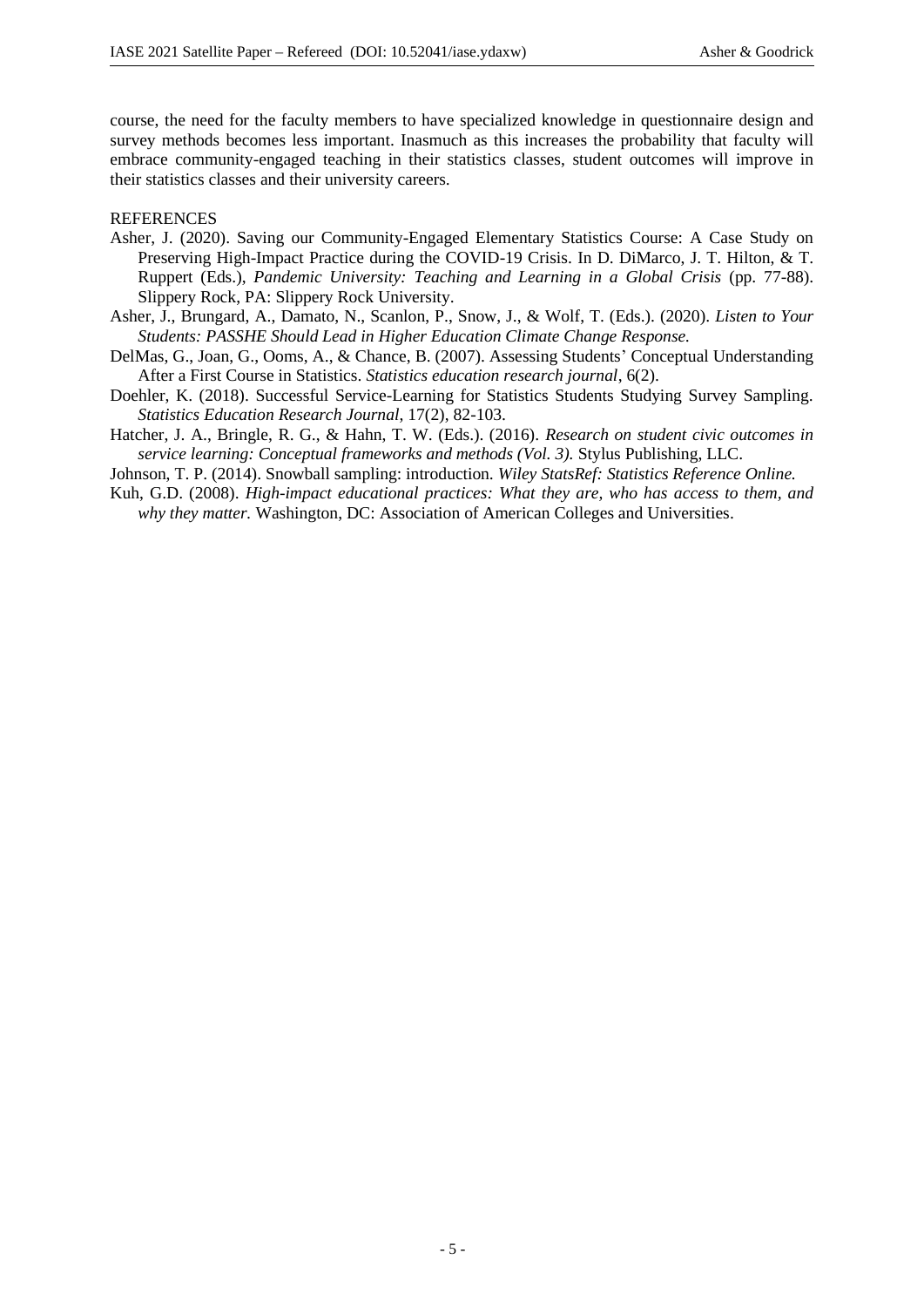course, the need for the faculty members to have specialized knowledge in questionnaire design and survey methods becomes less important. Inasmuch as this increases the probability that faculty will embrace community-engaged teaching in their statistics classes, student outcomes will improve in their statistics classes and their university careers.

## REFERENCES

Asher, J. (2020). Saving our Community-Engaged Elementary Statistics Course: A Case Study on Preserving High-Impact Practice during the COVID-19 Crisis. In D. DiMarco, J. T. Hilton, & T. Ruppert (Eds.), *Pandemic University: Teaching and Learning in a Global Crisis* (pp. 77-88). Slippery Rock, PA: Slippery Rock University.

Asher, J., Brungard, A., Damato, N., Scanlon, P., Snow, J., & Wolf, T. (Eds.). (2020). *Listen to Your Students: PASSHE Should Lead in Higher Education Climate Change Response.*

DelMas, G., Joan, G., Ooms, A., & Chance, B. (2007). Assessing Students' Conceptual Understanding After a First Course in Statistics. *Statistics education research journal*, 6(2).

Doehler, K. (2018). Successful Service-Learning for Statistics Students Studying Survey Sampling. *Statistics Education Research Journal*, 17(2), 82-103.

Hatcher, J. A., Bringle, R. G., & Hahn, T. W. (Eds.). (2016). *Research on student civic outcomes in service learning: Conceptual frameworks and methods (Vol. 3).* Stylus Publishing, LLC.

Johnson, T. P. (2014). Snowball sampling: introduction. *Wiley StatsRef: Statistics Reference Online.*

Kuh, G.D. (2008). *High-impact educational practices: What they are, who has access to them, and why they matter.* Washington, DC: Association of American Colleges and Universities.